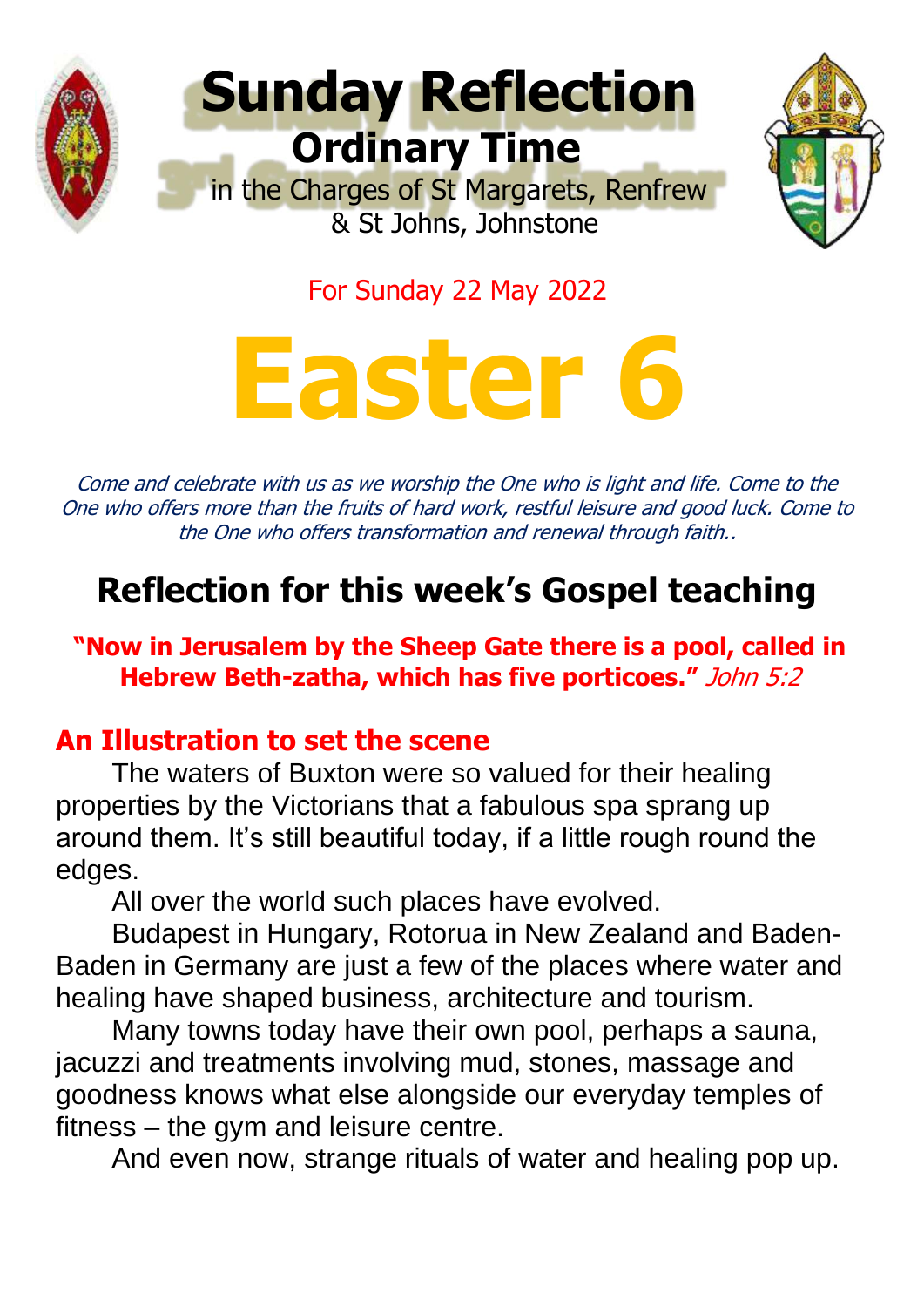# Sunday Reflection

## Ordinary Time

in the Charges of St Margarets, Renfrew
& St Johns, Johnstone

For Sunday 22 May 2022

# Easter 6

*Come and celebrate with us as we worship the One who is light and life. Come to the One who offers more than the fruits of hard work, restful leisure and good luck. Come to the One who offers transformation and renewal through faith..*

## Reflection for this week's Gospel teaching

**"Now in Jerusalem by the Sheep Gate there is a pool, called in Hebrew Beth-zatha, which has five porticoes."** *John 5:2*

### An Illustration to set the scene

The waters of Buxton were so valued for their healing properties by the Victorians that a fabulous spa sprang up around them. It's still beautiful today, if a little rough round the edges.

All over the world such places have evolved.

Budapest in Hungary, Rotorua in New Zealand and Baden-Baden in Germany are just a few of the places where water and healing have shaped business, architecture and tourism.

Many towns today have their own pool, perhaps a sauna, jacuzzi and treatments involving mud, stones, massage and goodness knows what else alongside our everyday temples of fitness – the gym and leisure centre.

And even now, strange rituals of water and healing pop up.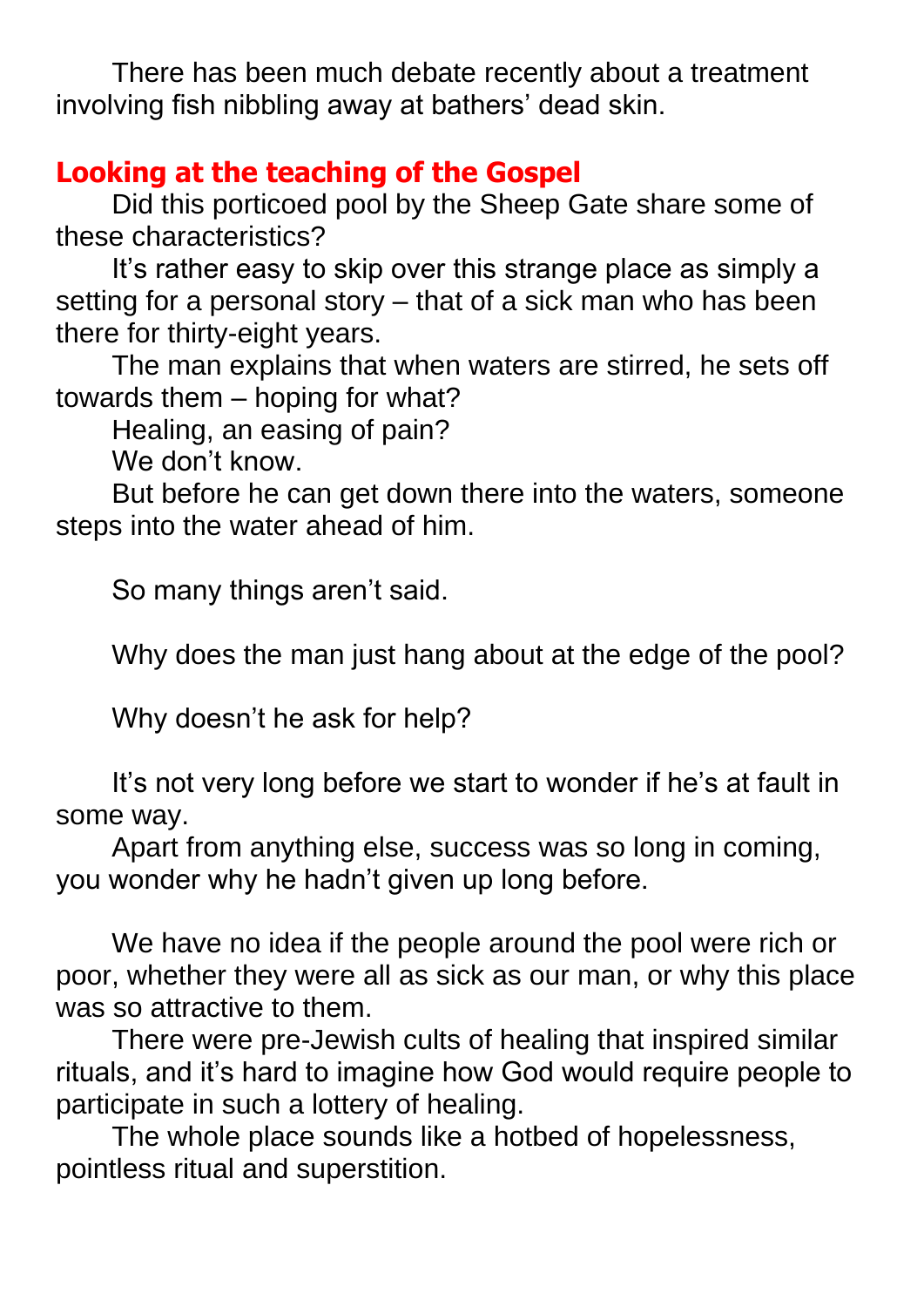There has been much debate recently about a treatment involving fish nibbling away at bathers' dead skin.

## Looking at the teaching of the Gospel

Did this porticoed pool by the Sheep Gate share some of these characteristics?

It's rather easy to skip over this strange place as simply a setting for a personal story – that of a sick man who has been there for thirty-eight years.

The man explains that when waters are stirred, he sets off towards them – hoping for what?

Healing, an easing of pain?

We don't know.

But before he can get down there into the waters, someone steps into the water ahead of him.

So many things aren't said.

Why does the man just hang about at the edge of the pool?

Why doesn't he ask for help?

It's not very long before we start to wonder if he's at fault in some way.

Apart from anything else, success was so long in coming, you wonder why he hadn't given up long before.

We have no idea if the people around the pool were rich or poor, whether they were all as sick as our man, or why this place was so attractive to them.

There were pre-Jewish cults of healing that inspired similar rituals, and it's hard to imagine how God would require people to participate in such a lottery of healing.

The whole place sounds like a hotbed of hopelessness, pointless ritual and superstition.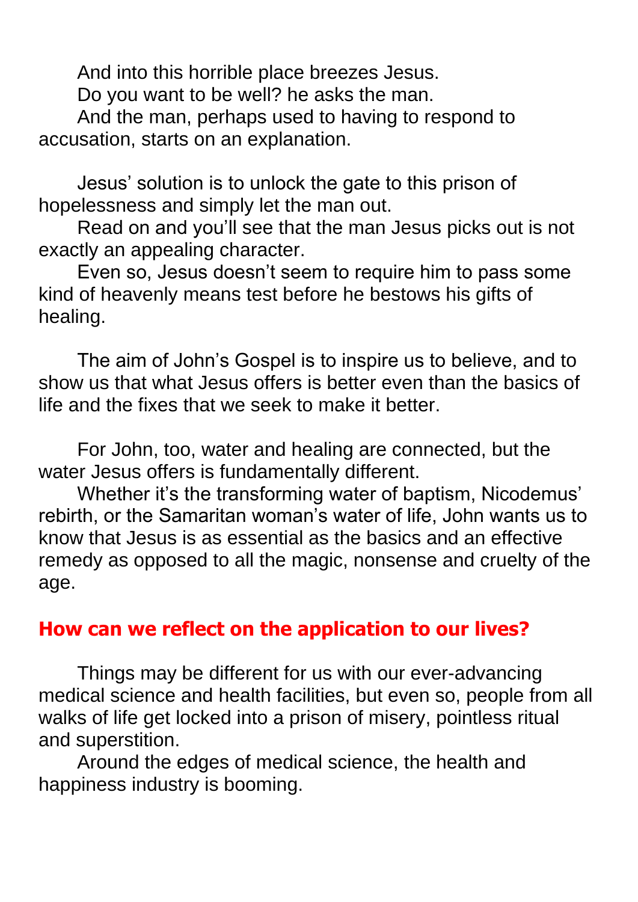And into this horrible place breezes Jesus.

Do you want to be well? he asks the man.

And the man, perhaps used to having to respond to accusation, starts on an explanation.

Jesus' solution is to unlock the gate to this prison of hopelessness and simply let the man out.

Read on and you'll see that the man Jesus picks out is not exactly an appealing character.

Even so, Jesus doesn't seem to require him to pass some kind of heavenly means test before he bestows his gifts of healing.

The aim of John's Gospel is to inspire us to believe, and to show us that what Jesus offers is better even than the basics of life and the fixes that we seek to make it better.

For John, too, water and healing are connected, but the water Jesus offers is fundamentally different.

Whether it's the transforming water of baptism, Nicodemus' rebirth, or the Samaritan woman's water of life, John wants us to know that Jesus is as essential as the basics and an effective remedy as opposed to all the magic, nonsense and cruelty of the age.

## How can we reflect on the application to our lives?

Things may be different for us with our ever-advancing medical science and health facilities, but even so, people from all walks of life get locked into a prison of misery, pointless ritual and superstition.

Around the edges of medical science, the health and happiness industry is booming.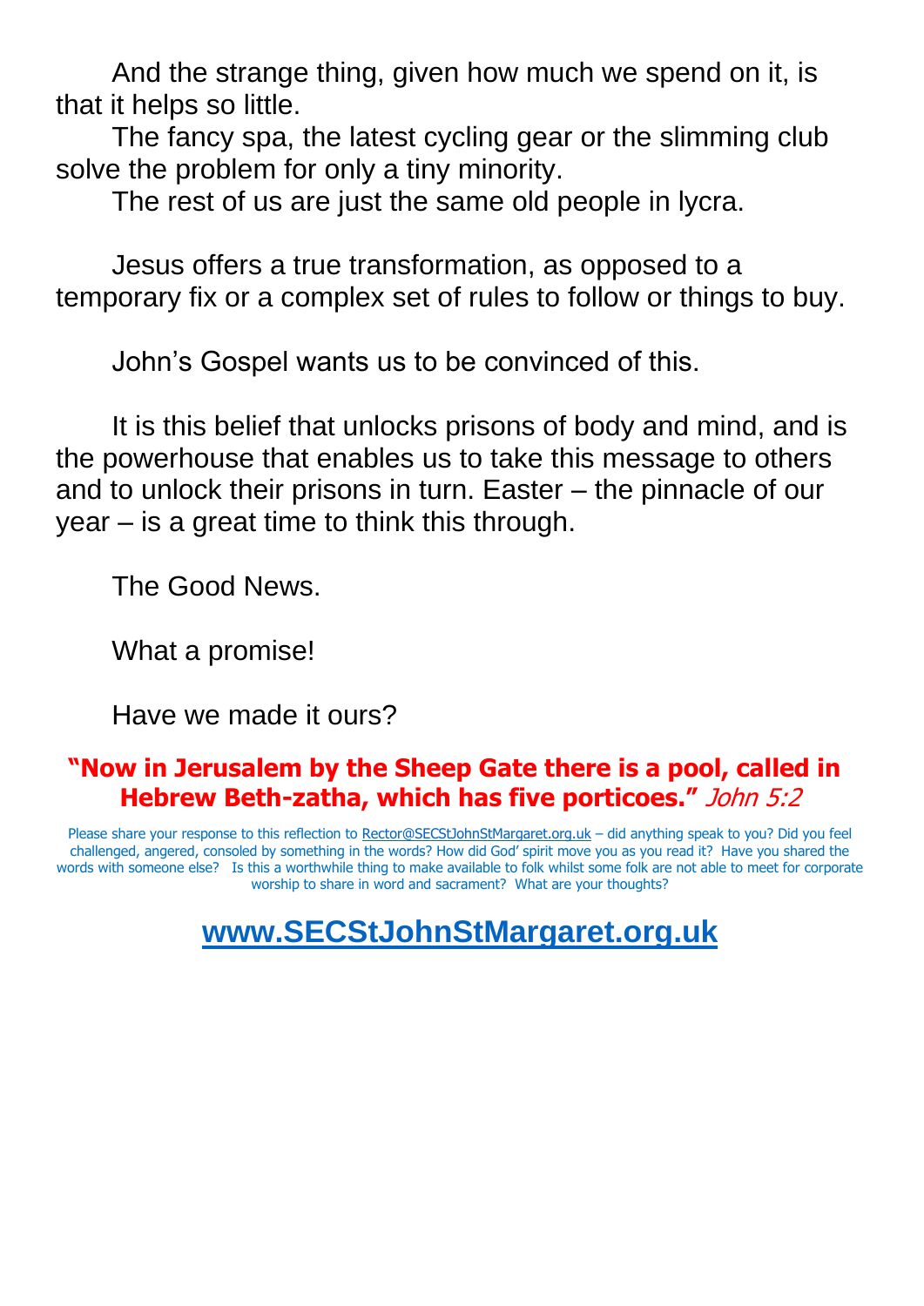And the strange thing, given how much we spend on it, is that it helps so little.

The fancy spa, the latest cycling gear or the slimming club solve the problem for only a tiny minority.

The rest of us are just the same old people in lycra.

Jesus offers a true transformation, as opposed to a temporary fix or a complex set of rules to follow or things to buy.

John's Gospel wants us to be convinced of this.

It is this belief that unlocks prisons of body and mind, and is the powerhouse that enables us to take this message to others and to unlock their prisons in turn. Easter – the pinnacle of our year – is a great time to think this through.

The Good News.

What a promise!

Have we made it ours?

**"Now in Jerusalem by the Sheep Gate there is a pool, called in Hebrew Beth-zatha, which has five porticoes."** *John 5:2*

Please share your response to this reflection to Rector@SECStJohnStMargaret.org.uk – did anything speak to you? Did you feel challenged, angered, consoled by something in the words? How did God' spirit move you as you read it? Have you shared the words with someone else? Is this a worthwhile thing to make available to folk whilst some folk are not able to meet for corporate worship to share in word and sacrament? What are your thoughts?

**www.SECStJohnStMargaret.org.uk**